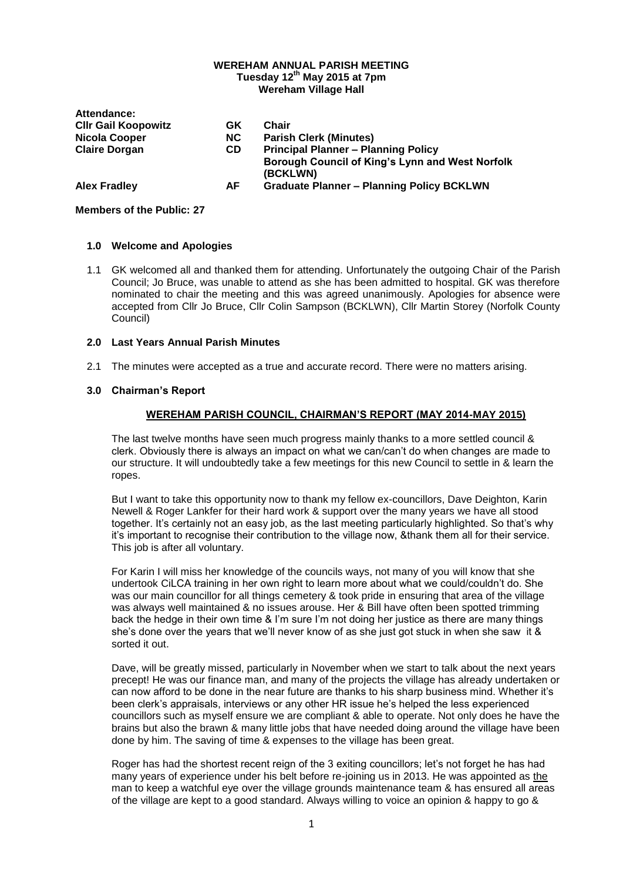**WEREHAM ANNUAL PARISH MEETING**
**Tuesday 12th May 2015 at 7pm**
**Wereham Village Hall**

| **Attendance:** | | |
|---|---|---|
| **Cllr Gail Koopowitz** | **GK** | **Chair** |
| **Nicola Cooper** | **NC** | **Parish Clerk (Minutes)** |
| **Claire Dorgan** | **CD** | **Principal Planner – Planning Policy**<br>**Borough Council of King's Lynn and West Norfolk (BCKLWN)** |
| **Alex Fradley** | **AF** | **Graduate Planner – Planning Policy BCKLWN** |

**Members of the Public: 27**

## 1.0 Welcome and Apologies

1.1 GK welcomed all and thanked them for attending. Unfortunately the outgoing Chair of the Parish Council; Jo Bruce, was unable to attend as she has been admitted to hospital. GK was therefore nominated to chair the meeting and this was agreed unanimously. Apologies for absence were accepted from Cllr Jo Bruce, Cllr Colin Sampson (BCKLWN), Cllr Martin Storey (Norfolk County Council)

## 2.0 Last Years Annual Parish Minutes

2.1 The minutes were accepted as a true and accurate record. There were no matters arising.

## 3.0 Chairman's Report

### WEREHAM PARISH COUNCIL, CHAIRMAN'S REPORT (MAY 2014-MAY 2015)

The last twelve months have seen much progress mainly thanks to a more settled council & clerk. Obviously there is always an impact on what we can/can't do when changes are made to our structure. It will undoubtedly take a few meetings for this new Council to settle in & learn the ropes.

But I want to take this opportunity now to thank my fellow ex-councillors, Dave Deighton, Karin Newell & Roger Lankfer for their hard work & support over the many years we have all stood together. It's certainly not an easy job, as the last meeting particularly highlighted. So that's why it's important to recognise their contribution to the village now, &thank them all for their service. This job is after all voluntary.

For Karin I will miss her knowledge of the councils ways, not many of you will know that she undertook CiLCA training in her own right to learn more about what we could/couldn't do. She was our main councillor for all things cemetery & took pride in ensuring that area of the village was always well maintained & no issues arouse. Her & Bill have often been spotted trimming back the hedge in their own time & I'm sure I'm not doing her justice as there are many things she's done over the years that we'll never know of as she just got stuck in when she saw it & sorted it out.

Dave, will be greatly missed, particularly in November when we start to talk about the next years precept! He was our finance man, and many of the projects the village has already undertaken or can now afford to be done in the near future are thanks to his sharp business mind. Whether it's been clerk's appraisals, interviews or any other HR issue he's helped the less experienced councillors such as myself ensure we are compliant & able to operate. Not only does he have the brains but also the brawn & many little jobs that have needed doing around the village have been done by him. The saving of time & expenses to the village has been great.

Roger has had the shortest recent reign of the 3 exiting councillors; let's not forget he has had many years of experience under his belt before re-joining us in 2013. He was appointed as the man to keep a watchful eye over the village grounds maintenance team & has ensured all areas of the village are kept to a good standard. Always willing to voice an opinion & happy to go &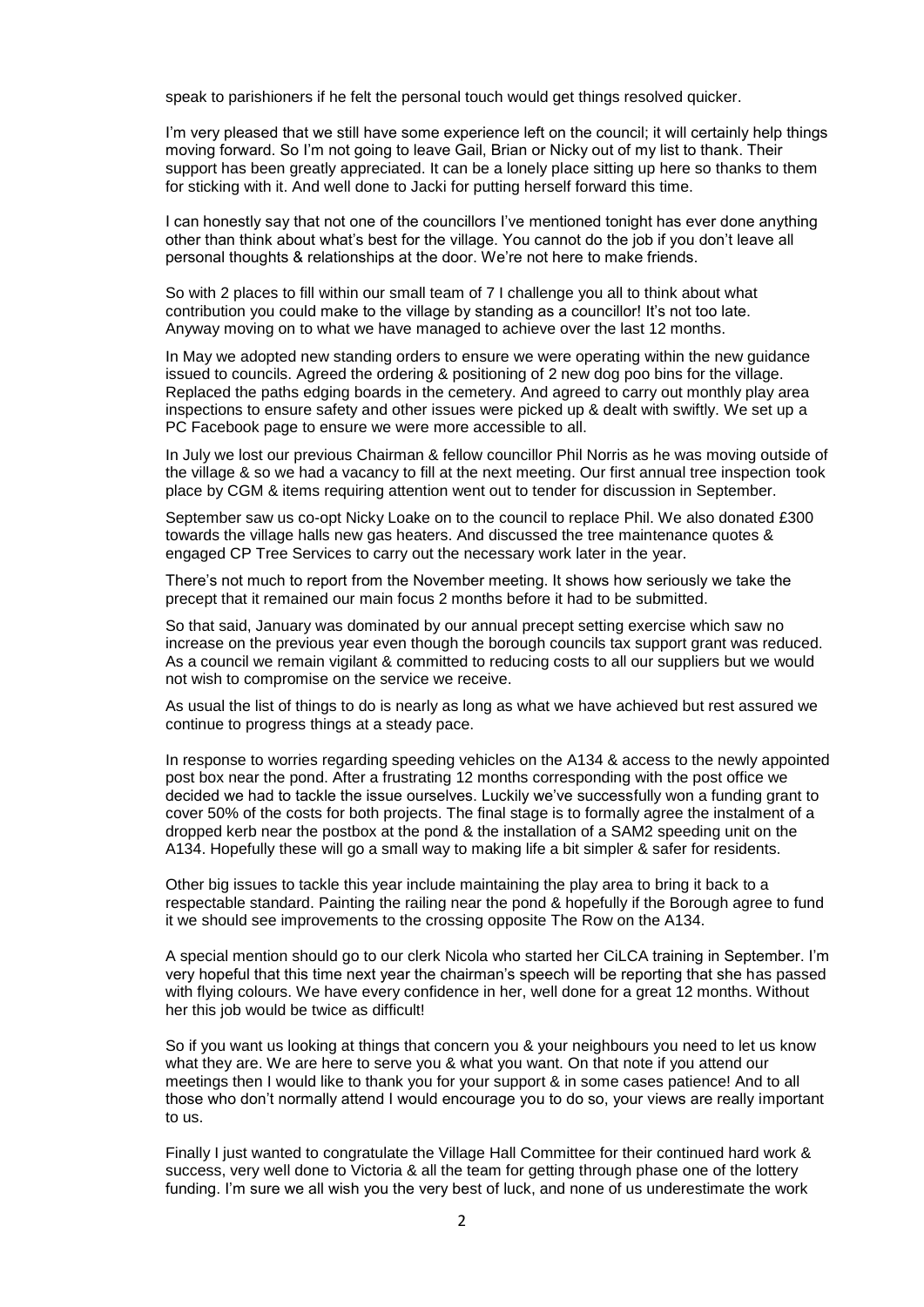speak to parishioners if he felt the personal touch would get things resolved quicker.

I'm very pleased that we still have some experience left on the council; it will certainly help things moving forward. So I'm not going to leave Gail, Brian or Nicky out of my list to thank. Their support has been greatly appreciated. It can be a lonely place sitting up here so thanks to them for sticking with it. And well done to Jacki for putting herself forward this time.

I can honestly say that not one of the councillors I've mentioned tonight has ever done anything other than think about what's best for the village. You cannot do the job if you don't leave all personal thoughts & relationships at the door. We're not here to make friends.

So with 2 places to fill within our small team of 7 I challenge you all to think about what contribution you could make to the village by standing as a councillor! It's not too late. Anyway moving on to what we have managed to achieve over the last 12 months.

In May we adopted new standing orders to ensure we were operating within the new guidance issued to councils. Agreed the ordering & positioning of 2 new dog poo bins for the village. Replaced the paths edging boards in the cemetery. And agreed to carry out monthly play area inspections to ensure safety and other issues were picked up & dealt with swiftly. We set up a PC Facebook page to ensure we were more accessible to all.

In July we lost our previous Chairman & fellow councillor Phil Norris as he was moving outside of the village & so we had a vacancy to fill at the next meeting. Our first annual tree inspection took place by CGM & items requiring attention went out to tender for discussion in September.

September saw us co-opt Nicky Loake on to the council to replace Phil. We also donated £300 towards the village halls new gas heaters. And discussed the tree maintenance quotes & engaged CP Tree Services to carry out the necessary work later in the year.

There's not much to report from the November meeting. It shows how seriously we take the precept that it remained our main focus 2 months before it had to be submitted.

So that said, January was dominated by our annual precept setting exercise which saw no increase on the previous year even though the borough councils tax support grant was reduced. As a council we remain vigilant & committed to reducing costs to all our suppliers but we would not wish to compromise on the service we receive.

As usual the list of things to do is nearly as long as what we have achieved but rest assured we continue to progress things at a steady pace.

In response to worries regarding speeding vehicles on the A134 & access to the newly appointed post box near the pond. After a frustrating 12 months corresponding with the post office we decided we had to tackle the issue ourselves. Luckily we've successfully won a funding grant to cover 50% of the costs for both projects. The final stage is to formally agree the instalment of a dropped kerb near the postbox at the pond & the installation of a SAM2 speeding unit on the A134. Hopefully these will go a small way to making life a bit simpler & safer for residents.

Other big issues to tackle this year include maintaining the play area to bring it back to a respectable standard. Painting the railing near the pond & hopefully if the Borough agree to fund it we should see improvements to the crossing opposite The Row on the A134.

A special mention should go to our clerk Nicola who started her CiLCA training in September. I'm very hopeful that this time next year the chairman's speech will be reporting that she has passed with flying colours. We have every confidence in her, well done for a great 12 months. Without her this job would be twice as difficult!

So if you want us looking at things that concern you & your neighbours you need to let us know what they are. We are here to serve you & what you want. On that note if you attend our meetings then I would like to thank you for your support & in some cases patience! And to all those who don't normally attend I would encourage you to do so, your views are really important to us.

Finally I just wanted to congratulate the Village Hall Committee for their continued hard work & success, very well done to Victoria & all the team for getting through phase one of the lottery funding. I'm sure we all wish you the very best of luck, and none of us underestimate the work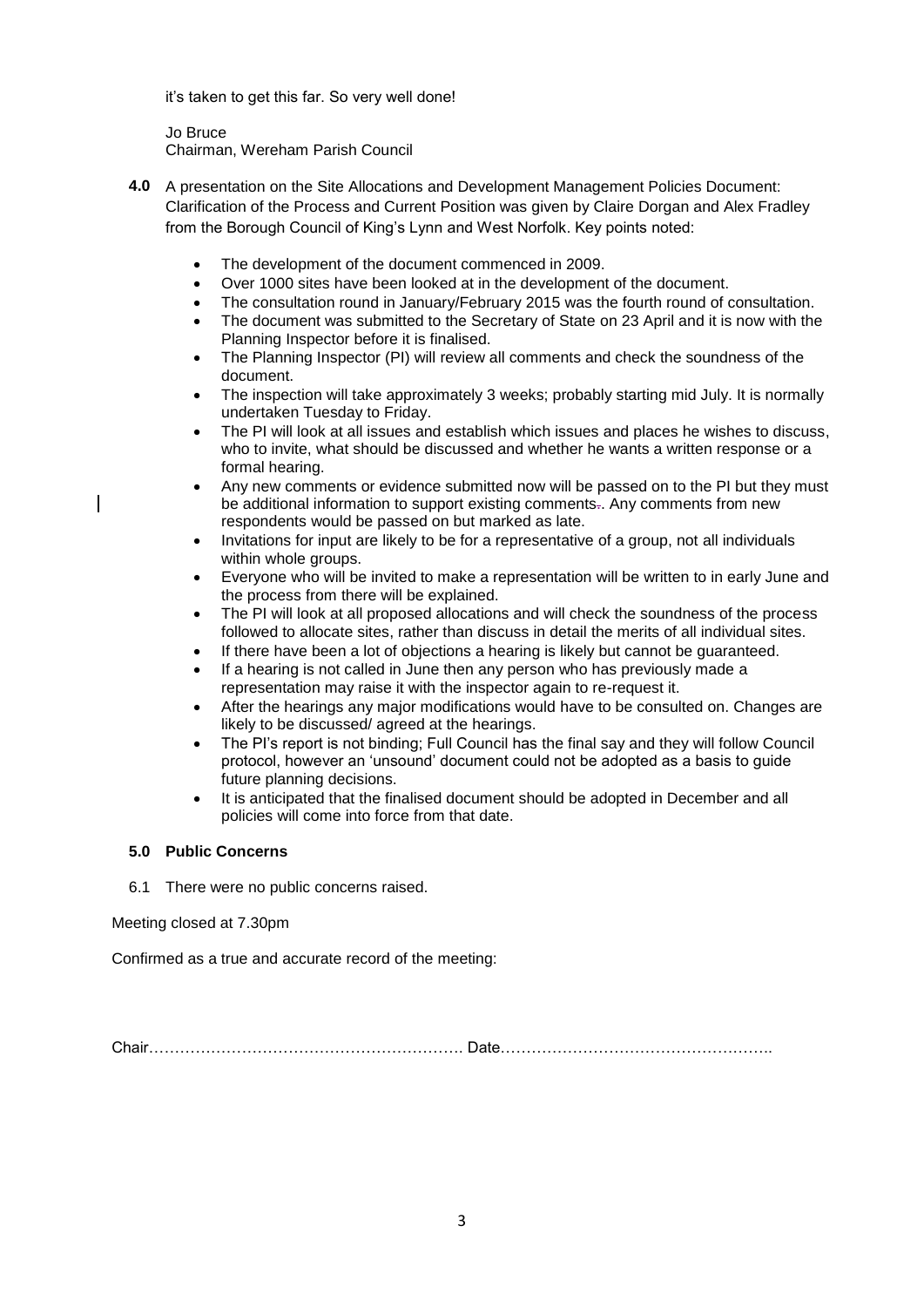it's taken to get this far. So very well done!

Jo Bruce
Chairman, Wereham Parish Council

**4.0** A presentation on the Site Allocations and Development Management Policies Document: Clarification of the Process and Current Position was given by Claire Dorgan and Alex Fradley from the Borough Council of King's Lynn and West Norfolk. Key points noted:

- The development of the document commenced in 2009.
- Over 1000 sites have been looked at in the development of the document.
- The consultation round in January/February 2015 was the fourth round of consultation.
- The document was submitted to the Secretary of State on 23 April and it is now with the Planning Inspector before it is finalised.
- The Planning Inspector (PI) will review all comments and check the soundness of the document.
- The inspection will take approximately 3 weeks; probably starting mid July. It is normally undertaken Tuesday to Friday.
- The PI will look at all issues and establish which issues and places he wishes to discuss, who to invite, what should be discussed and whether he wants a written response or a formal hearing.
- Any new comments or evidence submitted now will be passed on to the PI but they must be additional information to support existing comments. Any comments from new respondents would be passed on but marked as late.
- Invitations for input are likely to be for a representative of a group, not all individuals within whole groups.
- Everyone who will be invited to make a representation will be written to in early June and the process from there will be explained.
- The PI will look at all proposed allocations and will check the soundness of the process followed to allocate sites, rather than discuss in detail the merits of all individual sites.
- If there have been a lot of objections a hearing is likely but cannot be guaranteed.
- If a hearing is not called in June then any person who has previously made a representation may raise it with the inspector again to re-request it.
- After the hearings any major modifications would have to be consulted on. Changes are likely to be discussed/ agreed at the hearings.
- The PI's report is not binding; Full Council has the final say and they will follow Council protocol, however an 'unsound' document could not be adopted as a basis to guide future planning decisions.
- It is anticipated that the finalised document should be adopted in December and all policies will come into force from that date.

**5.0 Public Concerns**

6.1 There were no public concerns raised.

Meeting closed at 7.30pm

Confirmed as a true and accurate record of the meeting:

Chair…………………………………………………… Date…………………………………………….